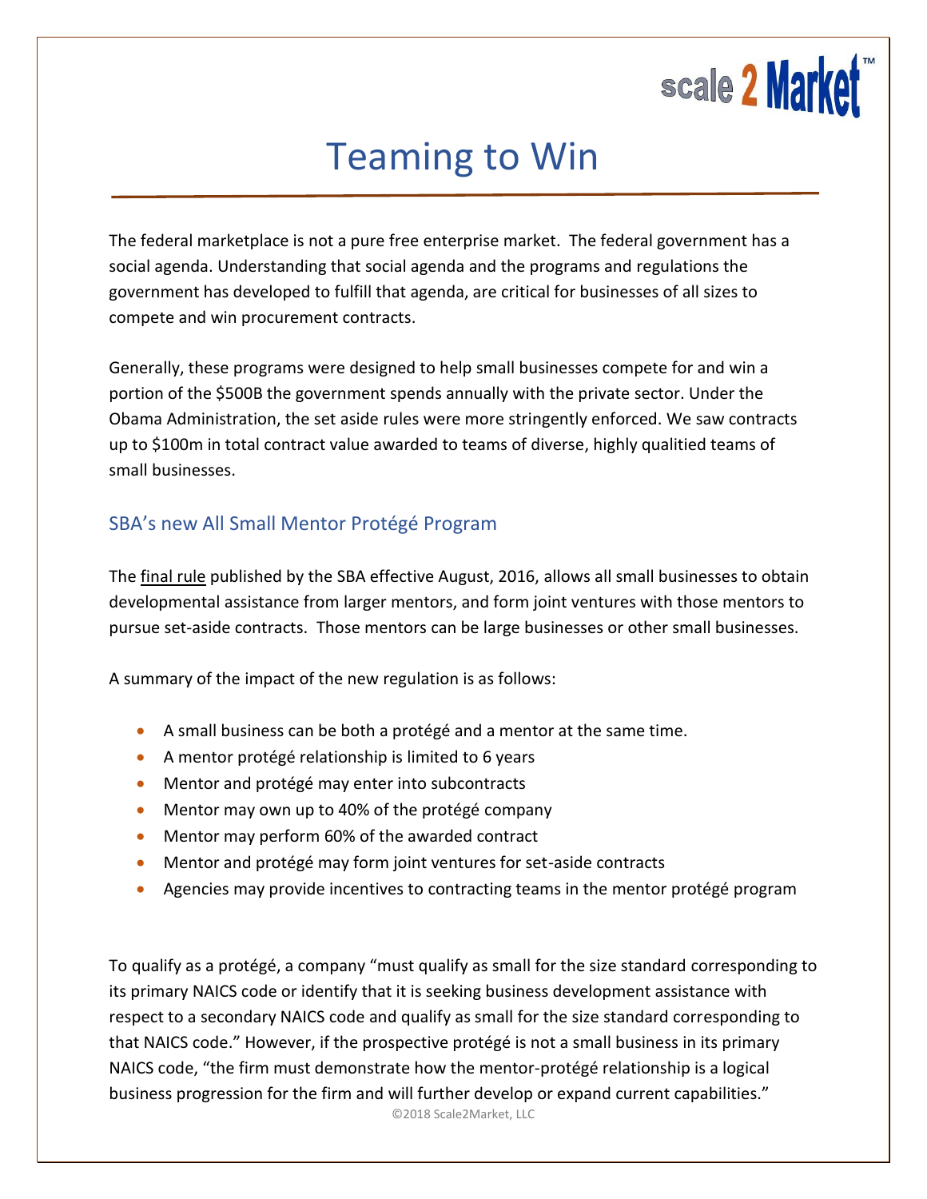# Teaming to Win

The federal marketplace is not a pure free enterprise market. The federal government has a social agenda. Understanding that social agenda and the programs and regulations the government has developed to fulfill that agenda, are critical for businesses of all sizes to compete and win procurement contracts.

Generally, these programs were designed to help small businesses compete for and win a portion of the $500B the government spends annually with the private sector. Under the Obama Administration, the set aside rules were more stringently enforced. We saw contracts up to $100m in total contract value awarded to teams of diverse, highly qualitied teams of small businesses.

## SBA's new All Small Mentor Protégé Program

The final rule published by the SBA effective August, 2016, allows all small businesses to obtain developmental assistance from larger mentors, and form joint ventures with those mentors to pursue set-aside contracts. Those mentors can be large businesses or other small businesses.

A summary of the impact of the new regulation is as follows:

- A small business can be both a protégé and a mentor at the same time.
- A mentor protégé relationship is limited to 6 years
- Mentor and protégé may enter into subcontracts
- Mentor may own up to 40% of the protégé company
- Mentor may perform 60% of the awarded contract
- Mentor and protégé may form joint ventures for set-aside contracts
- Agencies may provide incentives to contracting teams in the mentor protégé program

To qualify as a protégé, a company "must qualify as small for the size standard corresponding to its primary NAICS code or identify that it is seeking business development assistance with respect to a secondary NAICS code and qualify as small for the size standard corresponding to that NAICS code." However, if the prospective protégé is not a small business in its primary NAICS code, "the firm must demonstrate how the mentor-protégé relationship is a logical business progression for the firm and will further develop or expand current capabilities."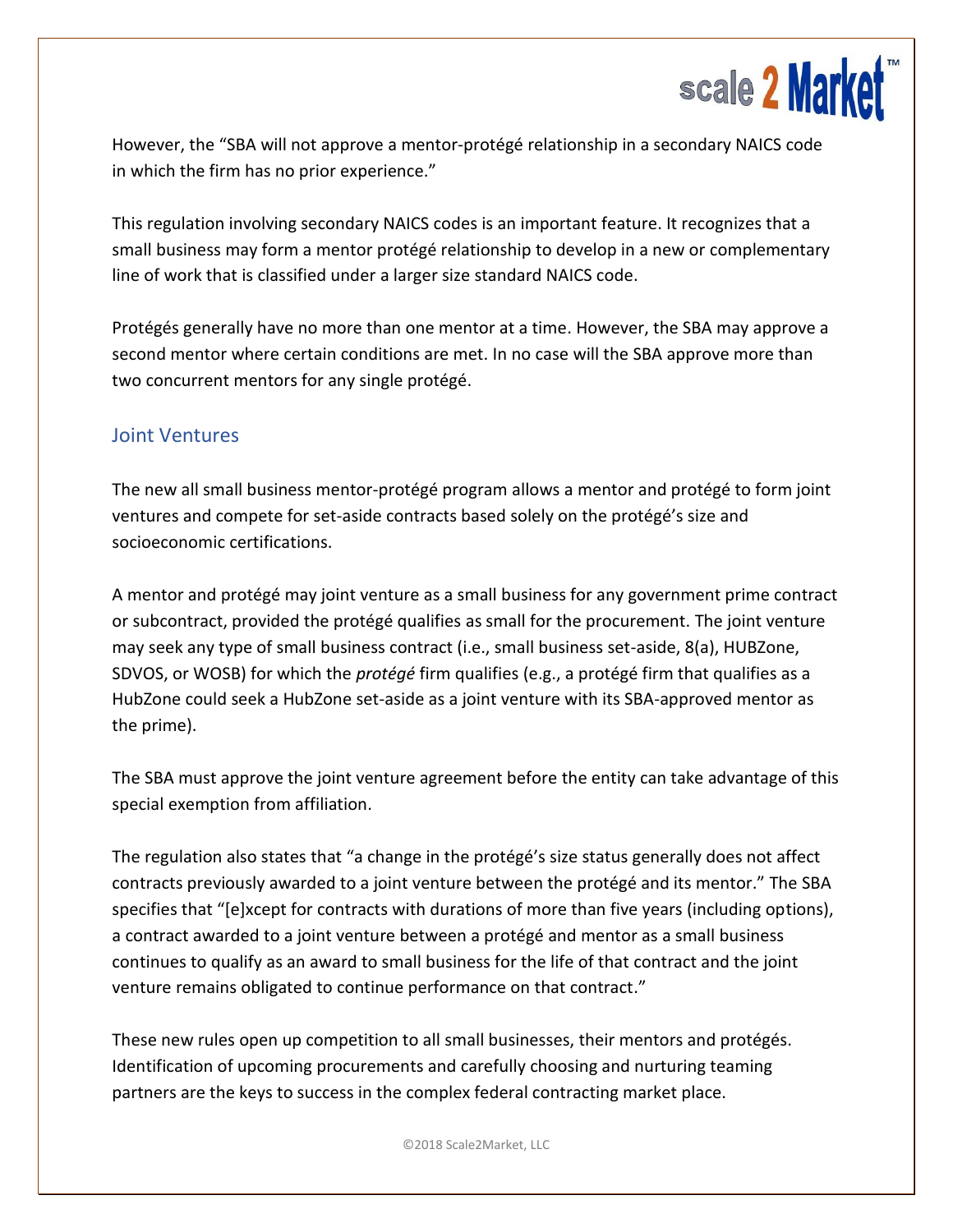However, the "SBA will not approve a mentor-protégé relationship in a secondary NAICS code in which the firm has no prior experience."

This regulation involving secondary NAICS codes is an important feature. It recognizes that a small business may form a mentor protégé relationship to develop in a new or complementary line of work that is classified under a larger size standard NAICS code.

Protégés generally have no more than one mentor at a time. However, the SBA may approve a second mentor where certain conditions are met. In no case will the SBA approve more than two concurrent mentors for any single protégé.

## Joint Ventures

The new all small business mentor-protégé program allows a mentor and protégé to form joint ventures and compete for set-aside contracts based solely on the protégé's size and socioeconomic certifications.

A mentor and protégé may joint venture as a small business for any government prime contract or subcontract, provided the protégé qualifies as small for the procurement. The joint venture may seek any type of small business contract (i.e., small business set-aside, 8(a), HUBZone, SDVOS, or WOSB) for which the *protégé* firm qualifies (e.g., a protégé firm that qualifies as a HubZone could seek a HubZone set-aside as a joint venture with its SBA-approved mentor as the prime).

The SBA must approve the joint venture agreement before the entity can take advantage of this special exemption from affiliation.

The regulation also states that "a change in the protégé's size status generally does not affect contracts previously awarded to a joint venture between the protégé and its mentor." The SBA specifies that "[e]xcept for contracts with durations of more than five years (including options), a contract awarded to a joint venture between a protégé and mentor as a small business continues to qualify as an award to small business for the life of that contract and the joint venture remains obligated to continue performance on that contract."

These new rules open up competition to all small businesses, their mentors and protégés. Identification of upcoming procurements and carefully choosing and nurturing teaming partners are the keys to success in the complex federal contracting market place.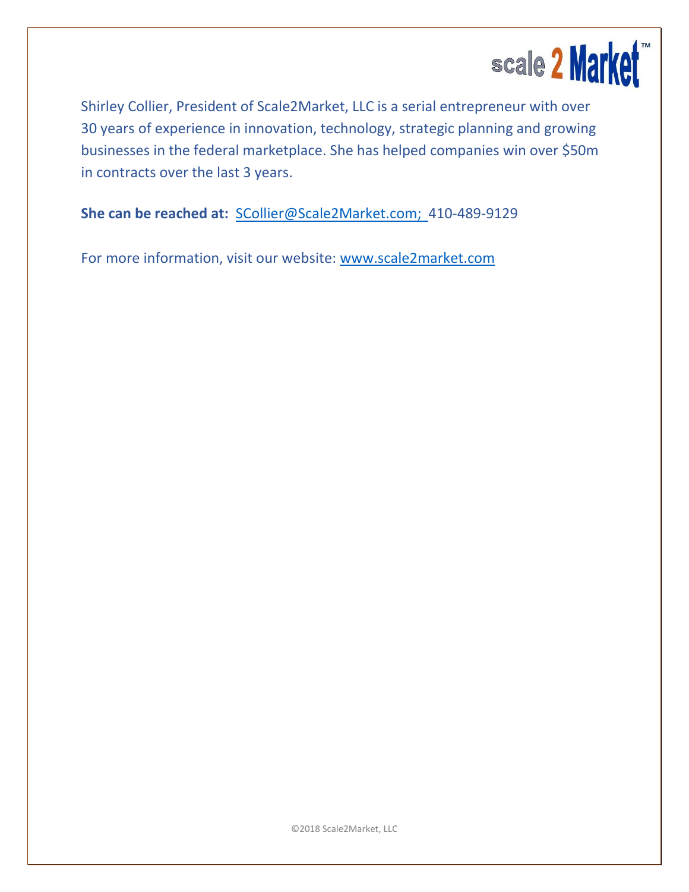Shirley Collier, President of Scale2Market, LLC is a serial entrepreneur with over 30 years of experience in innovation, technology, strategic planning and growing businesses in the federal marketplace. She has helped companies win over $50m in contracts over the last 3 years.

**She can be reached at:** SCollier@Scale2Market.com; 410-489-9129

For more information, visit our website: www.scale2market.com

©2018 Scale2Market, LLC